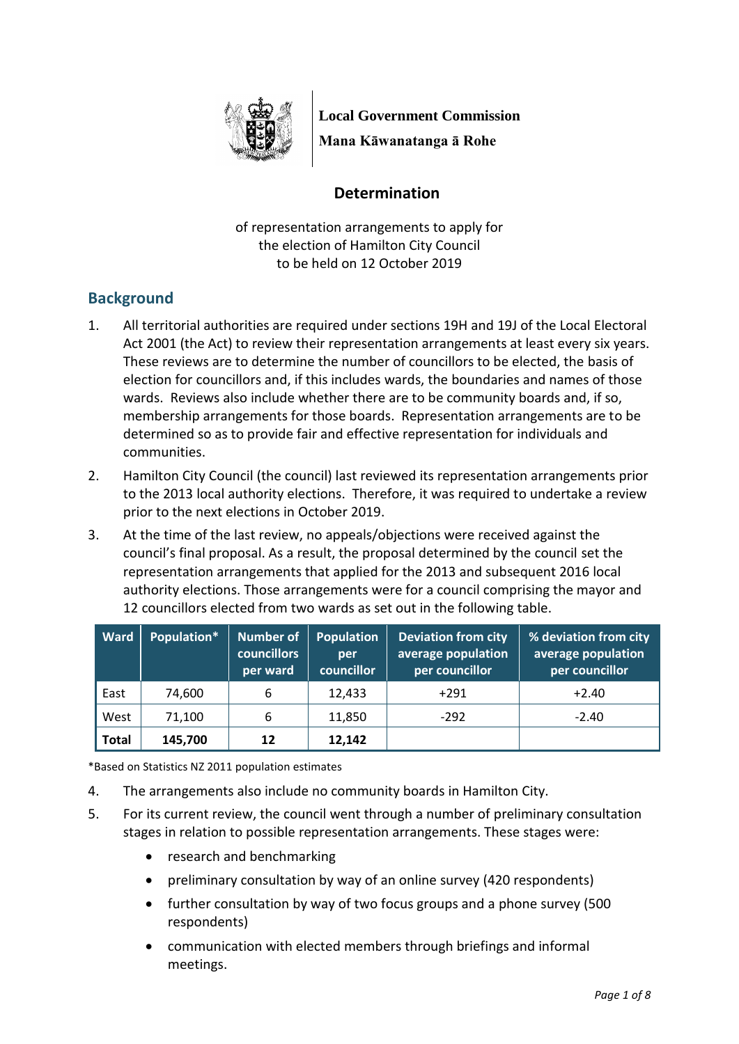**Local Government Commission**

**Mana Kāwanatanga ā Rohe**

## Determination

of representation arrangements to apply for
the election of Hamilton City Council
to be held on 12 October 2019

## Background

1. All territorial authorities are required under sections 19H and 19J of the Local Electoral Act 2001 (the Act) to review their representation arrangements at least every six years. These reviews are to determine the number of councillors to be elected, the basis of election for councillors and, if this includes wards, the boundaries and names of those wards. Reviews also include whether there are to be community boards and, if so, membership arrangements for those boards. Representation arrangements are to be determined so as to provide fair and effective representation for individuals and communities.

2. Hamilton City Council (the council) last reviewed its representation arrangements prior to the 2013 local authority elections. Therefore, it was required to undertake a review prior to the next elections in October 2019.

3. At the time of the last review, no appeals/objections were received against the council's final proposal. As a result, the proposal determined by the council set the representation arrangements that applied for the 2013 and subsequent 2016 local authority elections. Those arrangements were for a council comprising the mayor and 12 councillors elected from two wards as set out in the following table.

| Ward | Population* | Number of councillors per ward | Population per councillor | Deviation from city average population per councillor | % deviation from city average population per councillor |
|---|---|---|---|---|---|
| East | 74,600 | 6 | 12,433 | +291 | +2.40 |
| West | 71,100 | 6 | 11,850 | -292 | -2.40 |
| **Total** | **145,700** | **12** | **12,142** | | |

*Based on Statistics NZ 2011 population estimates

4. The arrangements also include no community boards in Hamilton City.

5. For its current review, the council went through a number of preliminary consultation stages in relation to possible representation arrangements. These stages were:

   - research and benchmarking
   - preliminary consultation by way of an online survey (420 respondents)
   - further consultation by way of two focus groups and a phone survey (500 respondents)
   - communication with elected members through briefings and informal meetings.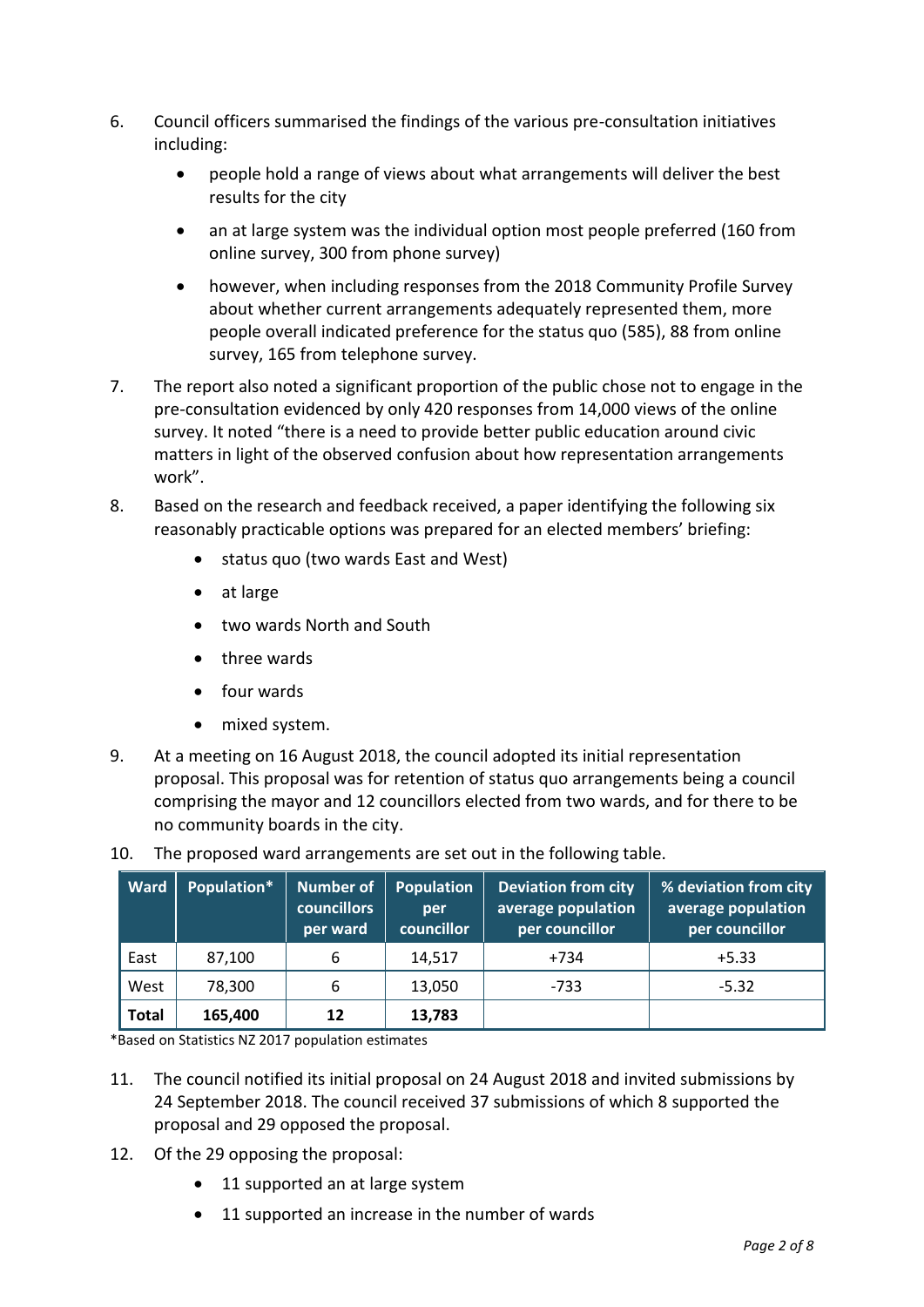6. Council officers summarised the findings of the various pre-consultation initiatives including:
   - people hold a range of views about what arrangements will deliver the best results for the city
   - an at large system was the individual option most people preferred (160 from online survey, 300 from phone survey)
   - however, when including responses from the 2018 Community Profile Survey about whether current arrangements adequately represented them, more people overall indicated preference for the status quo (585), 88 from online survey, 165 from telephone survey.
7. The report also noted a significant proportion of the public chose not to engage in the pre-consultation evidenced by only 420 responses from 14,000 views of the online survey. It noted "there is a need to provide better public education around civic matters in light of the observed confusion about how representation arrangements work".
8. Based on the research and feedback received, a paper identifying the following six reasonably practicable options was prepared for an elected members' briefing:
   - status quo (two wards East and West)
   - at large
   - two wards North and South
   - three wards
   - four wards
   - mixed system.
9. At a meeting on 16 August 2018, the council adopted its initial representation proposal. This proposal was for retention of status quo arrangements being a council comprising the mayor and 12 councillors elected from two wards, and for there to be no community boards in the city.
10. The proposed ward arrangements are set out in the following table.

| Ward | Population* | Number of councillors per ward | Population per councillor | Deviation from city average population per councillor | % deviation from city average population per councillor |
|---|---|---|---|---|---|
| East | 87,100 | 6 | 14,517 | +734 | +5.33 |
| West | 78,300 | 6 | 13,050 | -733 | -5.32 |
| **Total** | **165,400** | **12** | **13,783** | | |

*Based on Statistics NZ 2017 population estimates

11. The council notified its initial proposal on 24 August 2018 and invited submissions by 24 September 2018. The council received 37 submissions of which 8 supported the proposal and 29 opposed the proposal.
12. Of the 29 opposing the proposal:
    - 11 supported an at large system
    - 11 supported an increase in the number of wards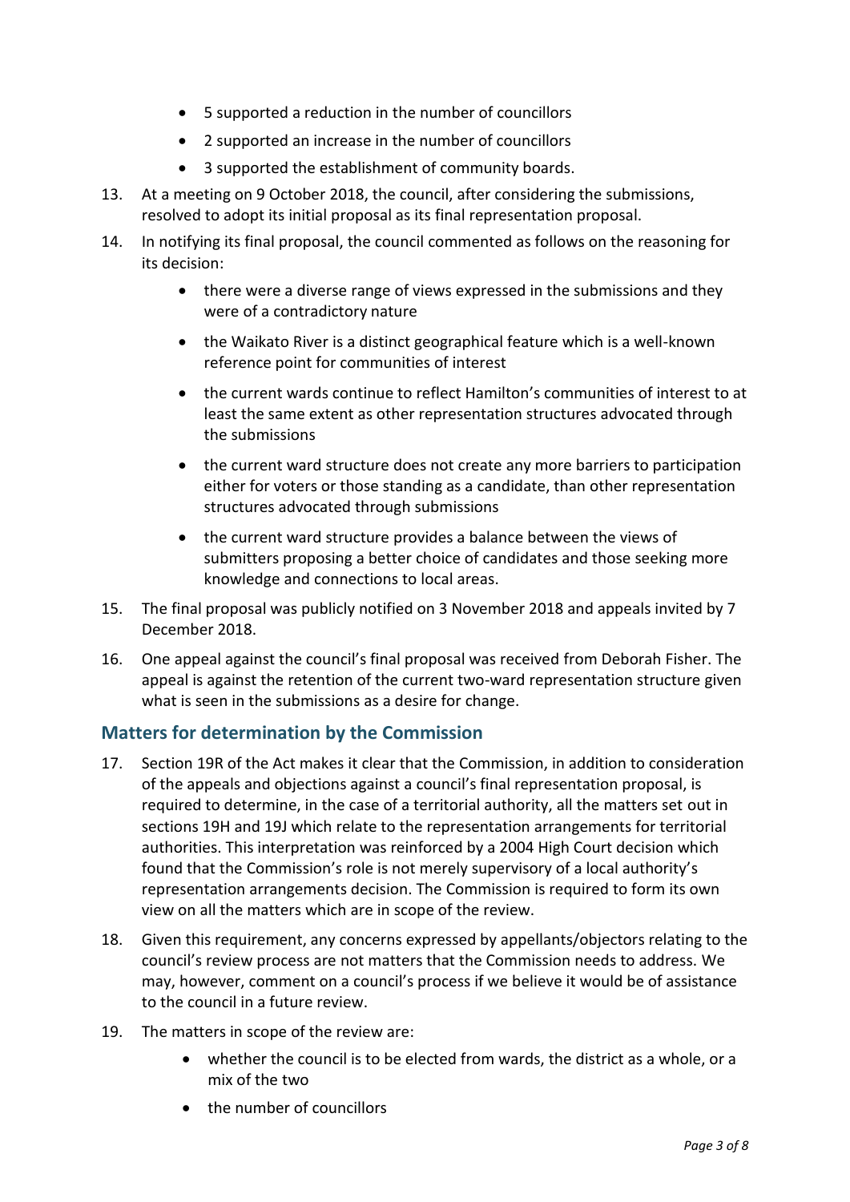- 5 supported a reduction in the number of councillors
- 2 supported an increase in the number of councillors
- 3 supported the establishment of community boards.

13. At a meeting on 9 October 2018, the council, after considering the submissions, resolved to adopt its initial proposal as its final representation proposal.

14. In notifying its final proposal, the council commented as follows on the reasoning for its decision:
    - there were a diverse range of views expressed in the submissions and they were of a contradictory nature
    - the Waikato River is a distinct geographical feature which is a well-known reference point for communities of interest
    - the current wards continue to reflect Hamilton's communities of interest to at least the same extent as other representation structures advocated through the submissions
    - the current ward structure does not create any more barriers to participation either for voters or those standing as a candidate, than other representation structures advocated through submissions
    - the current ward structure provides a balance between the views of submitters proposing a better choice of candidates and those seeking more knowledge and connections to local areas.

15. The final proposal was publicly notified on 3 November 2018 and appeals invited by 7 December 2018.

16. One appeal against the council's final proposal was received from Deborah Fisher. The appeal is against the retention of the current two-ward representation structure given what is seen in the submissions as a desire for change.

## Matters for determination by the Commission

17. Section 19R of the Act makes it clear that the Commission, in addition to consideration of the appeals and objections against a council's final representation proposal, is required to determine, in the case of a territorial authority, all the matters set out in sections 19H and 19J which relate to the representation arrangements for territorial authorities. This interpretation was reinforced by a 2004 High Court decision which found that the Commission's role is not merely supervisory of a local authority's representation arrangements decision. The Commission is required to form its own view on all the matters which are in scope of the review.

18. Given this requirement, any concerns expressed by appellants/objectors relating to the council's review process are not matters that the Commission needs to address. We may, however, comment on a council's process if we believe it would be of assistance to the council in a future review.

19. The matters in scope of the review are:
    - whether the council is to be elected from wards, the district as a whole, or a mix of the two
    - the number of councillors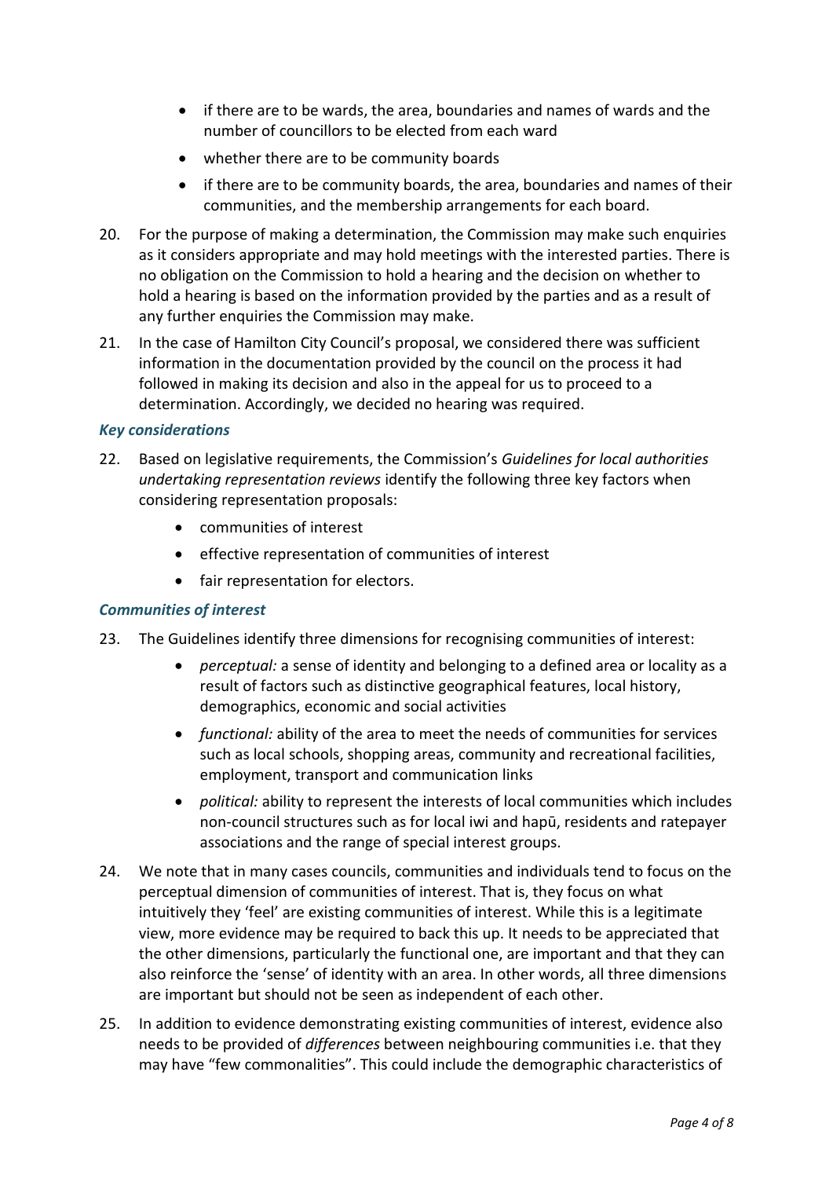- if there are to be wards, the area, boundaries and names of wards and the number of councillors to be elected from each ward
- whether there are to be community boards
- if there are to be community boards, the area, boundaries and names of their communities, and the membership arrangements for each board.

20. For the purpose of making a determination, the Commission may make such enquiries as it considers appropriate and may hold meetings with the interested parties. There is no obligation on the Commission to hold a hearing and the decision on whether to hold a hearing is based on the information provided by the parties and as a result of any further enquiries the Commission may make.

21. In the case of Hamilton City Council's proposal, we considered there was sufficient information in the documentation provided by the council on the process it had followed in making its decision and also in the appeal for us to proceed to a determination. Accordingly, we decided no hearing was required.

### *Key considerations*

22. Based on legislative requirements, the Commission's *Guidelines for local authorities undertaking representation reviews* identify the following three key factors when considering representation proposals:
    - communities of interest
    - effective representation of communities of interest
    - fair representation for electors.

### *Communities of interest*

23. The Guidelines identify three dimensions for recognising communities of interest:
    - *perceptual:* a sense of identity and belonging to a defined area or locality as a result of factors such as distinctive geographical features, local history, demographics, economic and social activities
    - *functional:* ability of the area to meet the needs of communities for services such as local schools, shopping areas, community and recreational facilities, employment, transport and communication links
    - *political:* ability to represent the interests of local communities which includes non-council structures such as for local iwi and hapū, residents and ratepayer associations and the range of special interest groups.

24. We note that in many cases councils, communities and individuals tend to focus on the perceptual dimension of communities of interest. That is, they focus on what intuitively they 'feel' are existing communities of interest. While this is a legitimate view, more evidence may be required to back this up. It needs to be appreciated that the other dimensions, particularly the functional one, are important and that they can also reinforce the 'sense' of identity with an area. In other words, all three dimensions are important but should not be seen as independent of each other.

25. In addition to evidence demonstrating existing communities of interest, evidence also needs to be provided of *differences* between neighbouring communities i.e. that they may have "few commonalities". This could include the demographic characteristics of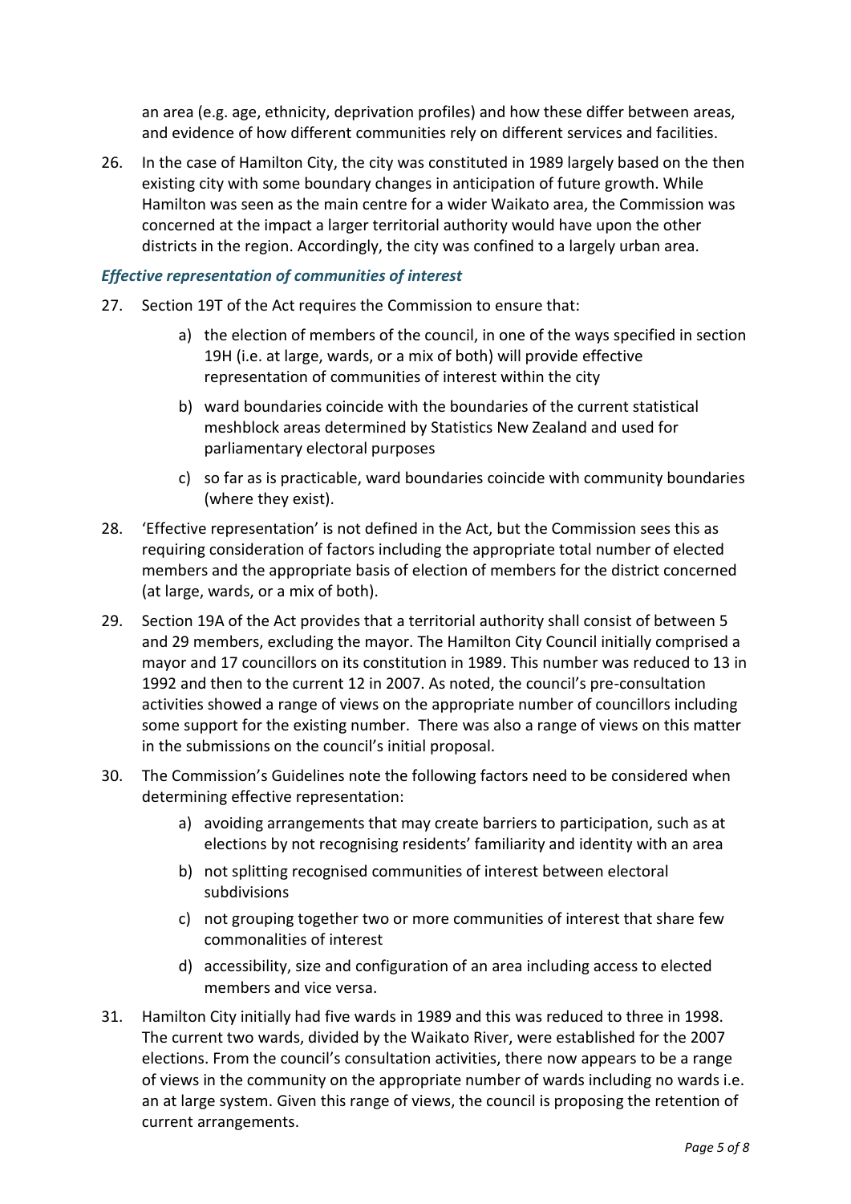an area (e.g. age, ethnicity, deprivation profiles) and how these differ between areas, and evidence of how different communities rely on different services and facilities.

26. In the case of Hamilton City, the city was constituted in 1989 largely based on the then existing city with some boundary changes in anticipation of future growth. While Hamilton was seen as the main centre for a wider Waikato area, the Commission was concerned at the impact a larger territorial authority would have upon the other districts in the region. Accordingly, the city was confined to a largely urban area.

### *Effective representation of communities of interest*

27. Section 19T of the Act requires the Commission to ensure that:

    a) the election of members of the council, in one of the ways specified in section 19H (i.e. at large, wards, or a mix of both) will provide effective representation of communities of interest within the city

    b) ward boundaries coincide with the boundaries of the current statistical meshblock areas determined by Statistics New Zealand and used for parliamentary electoral purposes

    c) so far as is practicable, ward boundaries coincide with community boundaries (where they exist).

28. 'Effective representation' is not defined in the Act, but the Commission sees this as requiring consideration of factors including the appropriate total number of elected members and the appropriate basis of election of members for the district concerned (at large, wards, or a mix of both).

29. Section 19A of the Act provides that a territorial authority shall consist of between 5 and 29 members, excluding the mayor. The Hamilton City Council initially comprised a mayor and 17 councillors on its constitution in 1989. This number was reduced to 13 in 1992 and then to the current 12 in 2007. As noted, the council's pre-consultation activities showed a range of views on the appropriate number of councillors including some support for the existing number. There was also a range of views on this matter in the submissions on the council's initial proposal.

30. The Commission's Guidelines note the following factors need to be considered when determining effective representation:

    a) avoiding arrangements that may create barriers to participation, such as at elections by not recognising residents' familiarity and identity with an area

    b) not splitting recognised communities of interest between electoral subdivisions

    c) not grouping together two or more communities of interest that share few commonalities of interest

    d) accessibility, size and configuration of an area including access to elected members and vice versa.

31. Hamilton City initially had five wards in 1989 and this was reduced to three in 1998. The current two wards, divided by the Waikato River, were established for the 2007 elections. From the council's consultation activities, there now appears to be a range of views in the community on the appropriate number of wards including no wards i.e. an at large system. Given this range of views, the council is proposing the retention of current arrangements.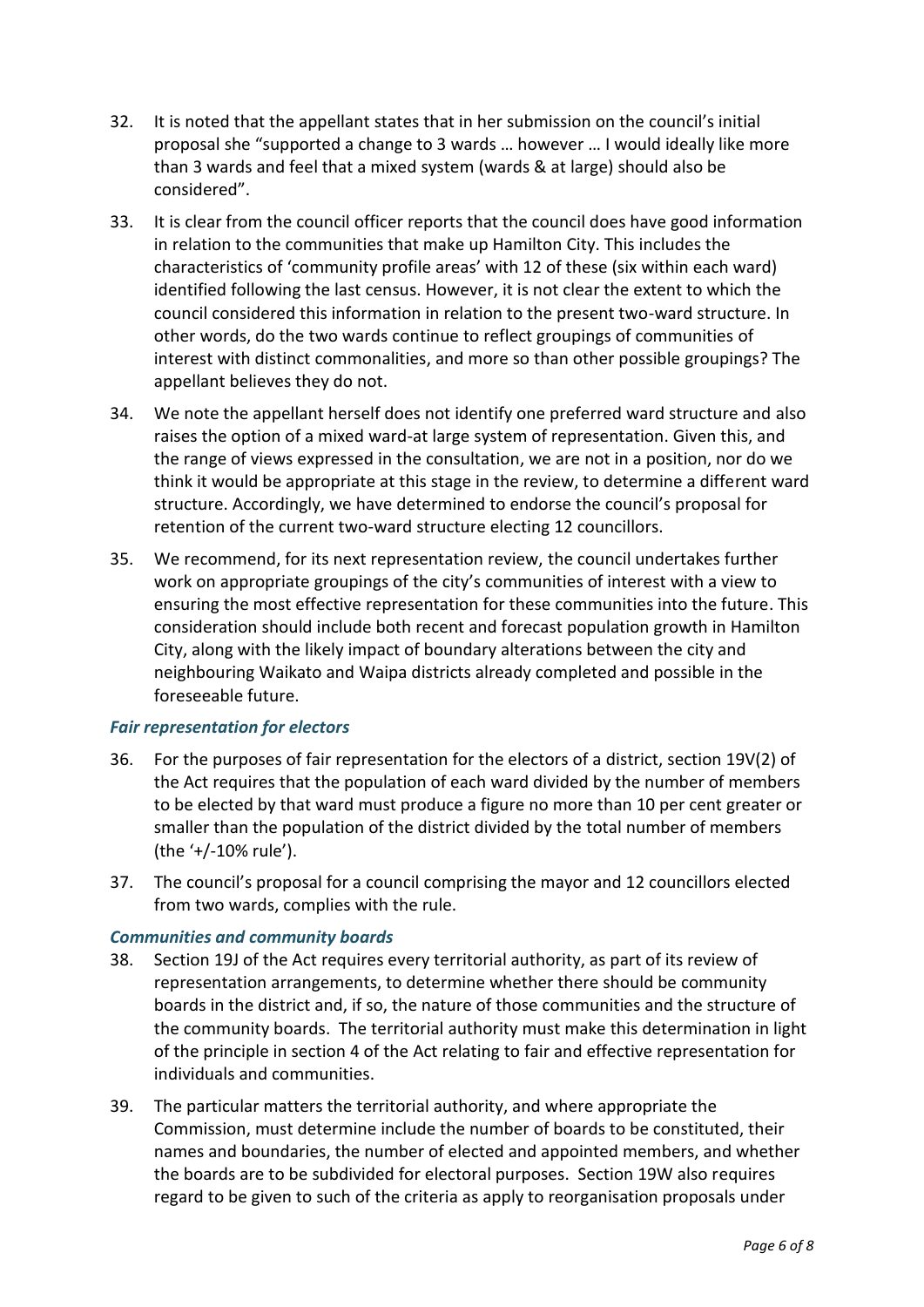32. It is noted that the appellant states that in her submission on the council's initial proposal she "supported a change to 3 wards … however … I would ideally like more than 3 wards and feel that a mixed system (wards & at large) should also be considered".

33. It is clear from the council officer reports that the council does have good information in relation to the communities that make up Hamilton City. This includes the characteristics of 'community profile areas' with 12 of these (six within each ward) identified following the last census. However, it is not clear the extent to which the council considered this information in relation to the present two-ward structure. In other words, do the two wards continue to reflect groupings of communities of interest with distinct commonalities, and more so than other possible groupings? The appellant believes they do not.

34. We note the appellant herself does not identify one preferred ward structure and also raises the option of a mixed ward-at large system of representation. Given this, and the range of views expressed in the consultation, we are not in a position, nor do we think it would be appropriate at this stage in the review, to determine a different ward structure. Accordingly, we have determined to endorse the council's proposal for retention of the current two-ward structure electing 12 councillors.

35. We recommend, for its next representation review, the council undertakes further work on appropriate groupings of the city's communities of interest with a view to ensuring the most effective representation for these communities into the future. This consideration should include both recent and forecast population growth in Hamilton City, along with the likely impact of boundary alterations between the city and neighbouring Waikato and Waipa districts already completed and possible in the foreseeable future.

### *Fair representation for electors*

36. For the purposes of fair representation for the electors of a district, section 19V(2) of the Act requires that the population of each ward divided by the number of members to be elected by that ward must produce a figure no more than 10 per cent greater or smaller than the population of the district divided by the total number of members (the '+/-10% rule').

37. The council's proposal for a council comprising the mayor and 12 councillors elected from two wards, complies with the rule.

### *Communities and community boards*

38. Section 19J of the Act requires every territorial authority, as part of its review of representation arrangements, to determine whether there should be community boards in the district and, if so, the nature of those communities and the structure of the community boards. The territorial authority must make this determination in light of the principle in section 4 of the Act relating to fair and effective representation for individuals and communities.

39. The particular matters the territorial authority, and where appropriate the Commission, must determine include the number of boards to be constituted, their names and boundaries, the number of elected and appointed members, and whether the boards are to be subdivided for electoral purposes. Section 19W also requires regard to be given to such of the criteria as apply to reorganisation proposals under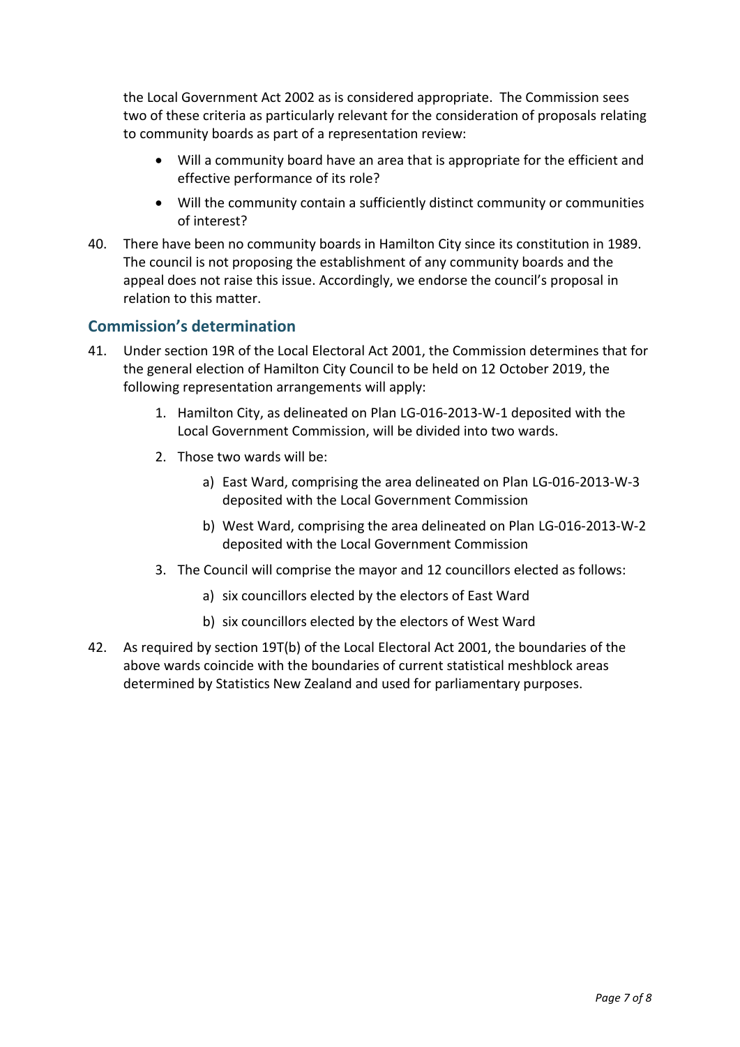the Local Government Act 2002 as is considered appropriate. The Commission sees two of these criteria as particularly relevant for the consideration of proposals relating to community boards as part of a representation review:

- Will a community board have an area that is appropriate for the efficient and effective performance of its role?
- Will the community contain a sufficiently distinct community or communities of interest?

40. There have been no community boards in Hamilton City since its constitution in 1989. The council is not proposing the establishment of any community boards and the appeal does not raise this issue. Accordingly, we endorse the council's proposal in relation to this matter.

## Commission's determination

41. Under section 19R of the Local Electoral Act 2001, the Commission determines that for the general election of Hamilton City Council to be held on 12 October 2019, the following representation arrangements will apply:

    1. Hamilton City, as delineated on Plan LG-016-2013-W-1 deposited with the Local Government Commission, will be divided into two wards.
    2. Those two wards will be:
        a) East Ward, comprising the area delineated on Plan LG-016-2013-W-3 deposited with the Local Government Commission
        b) West Ward, comprising the area delineated on Plan LG-016-2013-W-2 deposited with the Local Government Commission
    3. The Council will comprise the mayor and 12 councillors elected as follows:
        a) six councillors elected by the electors of East Ward
        b) six councillors elected by the electors of West Ward

42. As required by section 19T(b) of the Local Electoral Act 2001, the boundaries of the above wards coincide with the boundaries of current statistical meshblock areas determined by Statistics New Zealand and used for parliamentary purposes.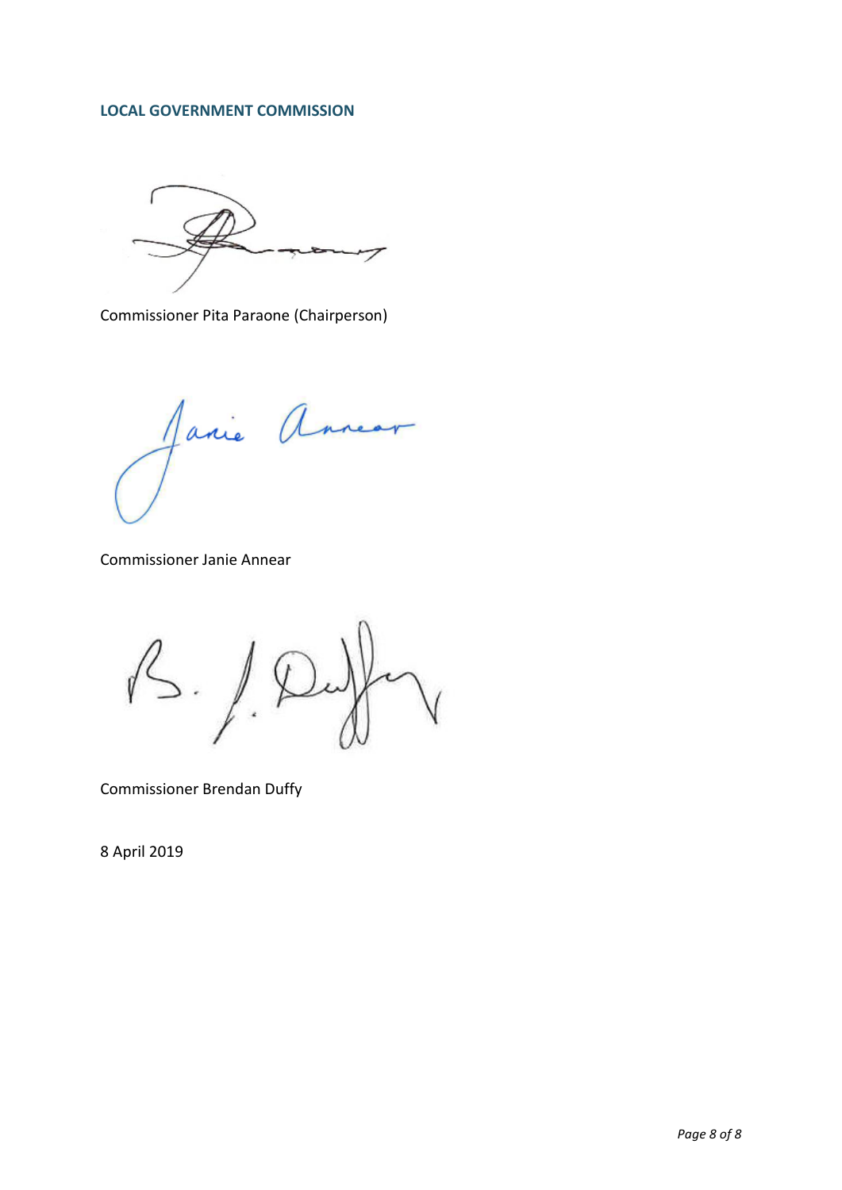**LOCAL GOVERNMENT COMMISSION**

Commissioner Pita Paraone (Chairperson)

Commissioner Janie Annear

Commissioner Brendan Duffy

8 April 2019